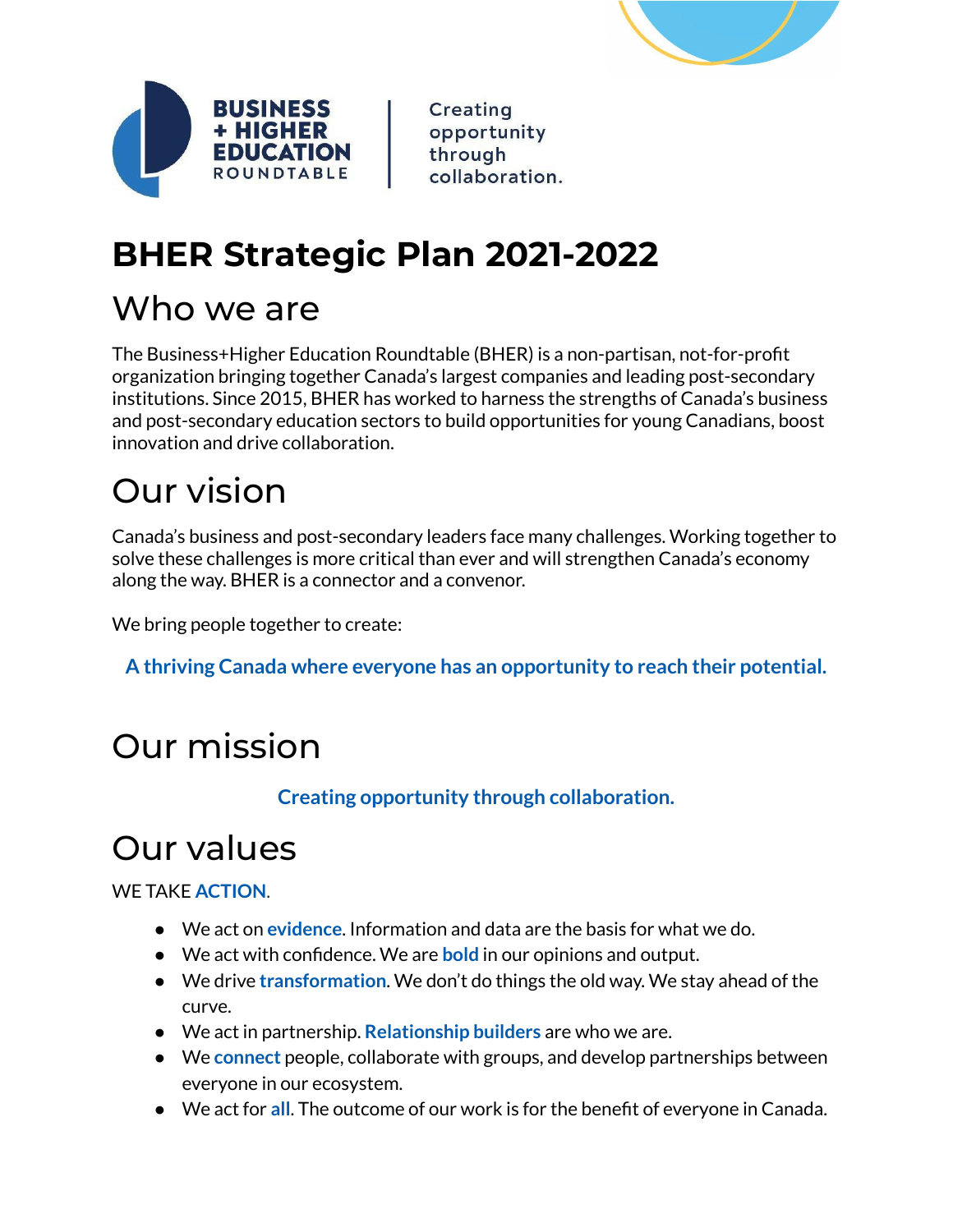BUSINESS + HIGHER EDUCATION ROUNDTABLE | Creating opportunity through collaboration.

# BHER Strategic Plan 2021-2022

## Who we are

The Business+Higher Education Roundtable (BHER) is a non-partisan, not-for-profit organization bringing together Canada's largest companies and leading post-secondary institutions. Since 2015, BHER has worked to harness the strengths of Canada's business and post-secondary education sectors to build opportunities for young Canadians, boost innovation and drive collaboration.

## Our vision

Canada's business and post-secondary leaders face many challenges. Working together to solve these challenges is more critical than ever and will strengthen Canada's economy along the way. BHER is a connector and a convenor.

We bring people together to create:

**A thriving Canada where everyone has an opportunity to reach their potential.**

## Our mission

**Creating opportunity through collaboration.**

## Our values

WE TAKE **ACTION**.

- We act on **evidence**. Information and data are the basis for what we do.
- We act with confidence. We are **bold** in our opinions and output.
- We drive **transformation**. We don't do things the old way. We stay ahead of the curve.
- We act in partnership. **Relationship builders** are who we are.
- We **connect** people, collaborate with groups, and develop partnerships between everyone in our ecosystem.
- We act for **all**. The outcome of our work is for the benefit of everyone in Canada.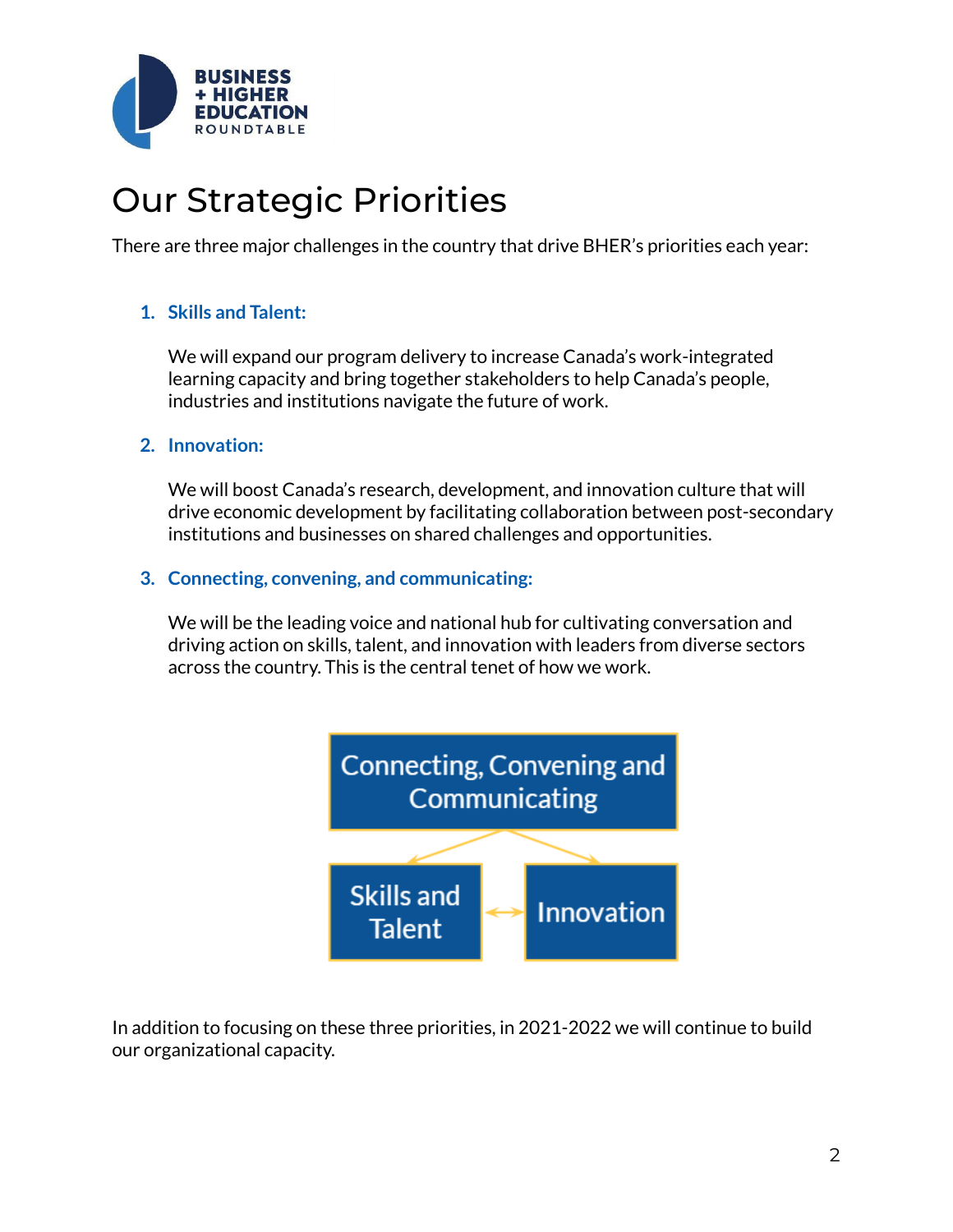BUSINESS + HIGHER EDUCATION ROUNDTABLE

# Our Strategic Priorities

There are three major challenges in the country that drive BHER's priorities each year:

1. **Skills and Talent:**

   We will expand our program delivery to increase Canada's work-integrated learning capacity and bring together stakeholders to help Canada's people, industries and institutions navigate the future of work.

2. **Innovation:**

   We will boost Canada's research, development, and innovation culture that will drive economic development by facilitating collaboration between post-secondary institutions and businesses on shared challenges and opportunities.

3. **Connecting, convening, and communicating:**

   We will be the leading voice and national hub for cultivating conversation and driving action on skills, talent, and innovation with leaders from diverse sectors across the country. This is the central tenet of how we work.

Connecting, Convening and Communicating

Skills and Talent ↔ Innovation

In addition to focusing on these three priorities, in 2021-2022 we will continue to build our organizational capacity.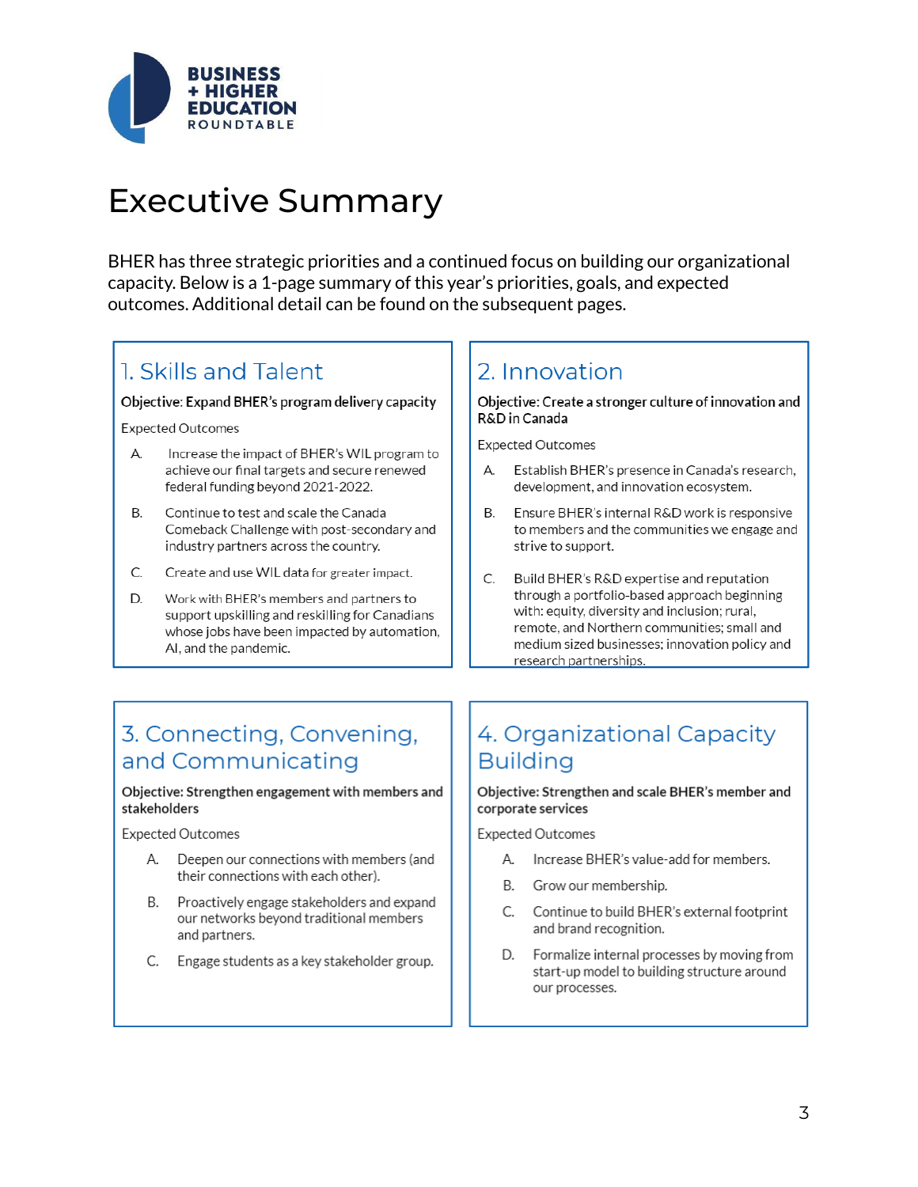# Executive Summary

BHER has three strategic priorities and a continued focus on building our organizational capacity. Below is a 1-page summary of this year's priorities, goals, and expected outcomes. Additional detail can be found on the subsequent pages.

## 1. Skills and Talent

**Objective: Expand BHER's program delivery capacity**

Expected Outcomes

A. Increase the impact of BHER's WIL program to achieve our final targets and secure renewed federal funding beyond 2021-2022.

B. Continue to test and scale the Canada Comeback Challenge with post-secondary and industry partners across the country.

C. Create and use WIL data for greater impact.

D. Work with BHER's members and partners to support upskilling and reskilling for Canadians whose jobs have been impacted by automation, AI, and the pandemic.

## 2. Innovation

**Objective: Create a stronger culture of innovation and R&D in Canada**

Expected Outcomes

A. Establish BHER's presence in Canada's research, development, and innovation ecosystem.

B. Ensure BHER's internal R&D work is responsive to members and the communities we engage and strive to support.

C. Build BHER's R&D expertise and reputation through a portfolio-based approach beginning with: equity, diversity and inclusion; rural, remote, and Northern communities; small and medium sized businesses; innovation policy and research partnerships.

## 3. Connecting, Convening, and Communicating

**Objective: Strengthen engagement with members and stakeholders**

Expected Outcomes

A. Deepen our connections with members (and their connections with each other).

B. Proactively engage stakeholders and expand our networks beyond traditional members and partners.

C. Engage students as a key stakeholder group.

## 4. Organizational Capacity Building

**Objective: Strengthen and scale BHER's member and corporate services**

Expected Outcomes

A. Increase BHER's value-add for members.

B. Grow our membership.

C. Continue to build BHER's external footprint and brand recognition.

D. Formalize internal processes by moving from start-up model to building structure around our processes.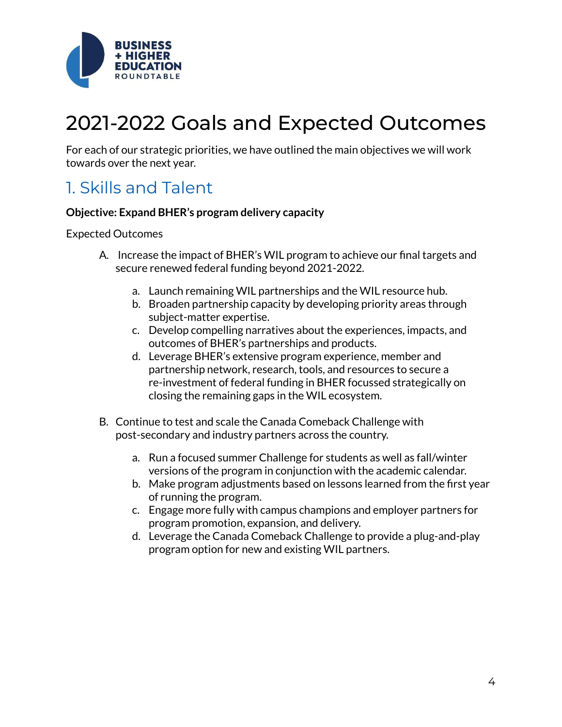# 2021-2022 Goals and Expected Outcomes

For each of our strategic priorities, we have outlined the main objectives we will work towards over the next year.

## 1. Skills and Talent

**Objective: Expand BHER's program delivery capacity**

Expected Outcomes

A. Increase the impact of BHER's WIL program to achieve our final targets and secure renewed federal funding beyond 2021-2022.

   a. Launch remaining WIL partnerships and the WIL resource hub.
   b. Broaden partnership capacity by developing priority areas through subject-matter expertise.
   c. Develop compelling narratives about the experiences, impacts, and outcomes of BHER's partnerships and products.
   d. Leverage BHER's extensive program experience, member and partnership network, research, tools, and resources to secure a re-investment of federal funding in BHER focussed strategically on closing the remaining gaps in the WIL ecosystem.

B. Continue to test and scale the Canada Comeback Challenge with post-secondary and industry partners across the country.

   a. Run a focused summer Challenge for students as well as fall/winter versions of the program in conjunction with the academic calendar.
   b. Make program adjustments based on lessons learned from the first year of running the program.
   c. Engage more fully with campus champions and employer partners for program promotion, expansion, and delivery.
   d. Leverage the Canada Comeback Challenge to provide a plug-and-play program option for new and existing WIL partners.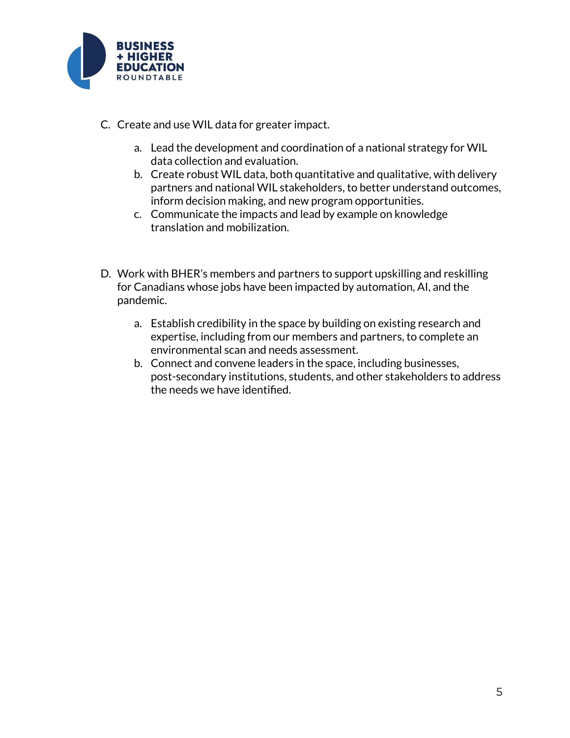C. Create and use WIL data for greater impact.

   a. Lead the development and coordination of a national strategy for WIL data collection and evaluation.
   b. Create robust WIL data, both quantitative and qualitative, with delivery partners and national WIL stakeholders, to better understand outcomes, inform decision making, and new program opportunities.
   c. Communicate the impacts and lead by example on knowledge translation and mobilization.

D. Work with BHER's members and partners to support upskilling and reskilling for Canadians whose jobs have been impacted by automation, AI, and the pandemic.

   a. Establish credibility in the space by building on existing research and expertise, including from our members and partners, to complete an environmental scan and needs assessment.
   b. Connect and convene leaders in the space, including businesses, post-secondary institutions, students, and other stakeholders to address the needs we have identified.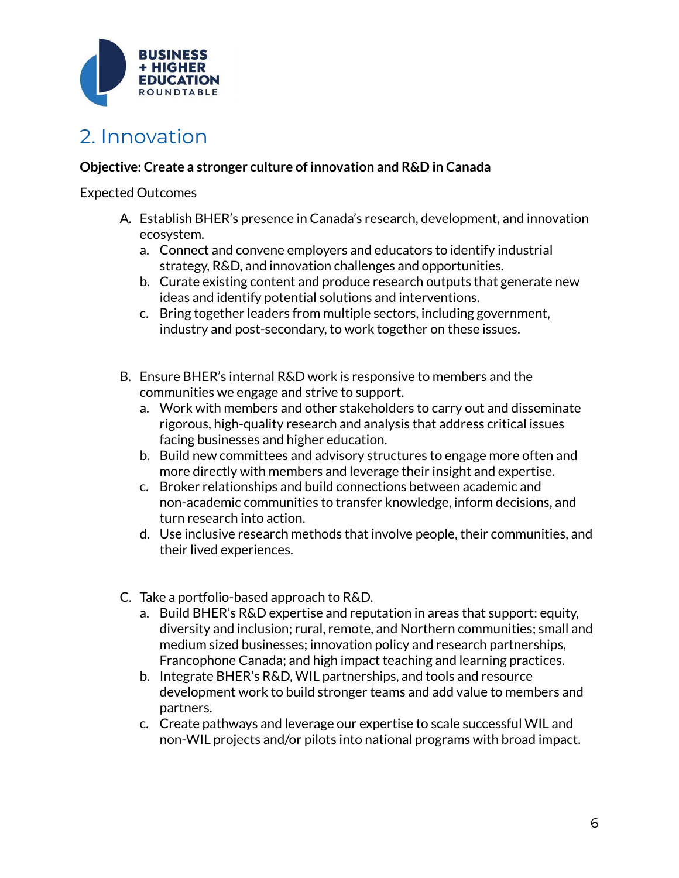BUSINESS
+ HIGHER
EDUCATION
ROUNDTABLE

## 2. Innovation

**Objective: Create a stronger culture of innovation and R&D in Canada**

Expected Outcomes

A. Establish BHER's presence in Canada's research, development, and innovation ecosystem.
   a. Connect and convene employers and educators to identify industrial strategy, R&D, and innovation challenges and opportunities.
   b. Curate existing content and produce research outputs that generate new ideas and identify potential solutions and interventions.
   c. Bring together leaders from multiple sectors, including government, industry and post-secondary, to work together on these issues.

B. Ensure BHER's internal R&D work is responsive to members and the communities we engage and strive to support.
   a. Work with members and other stakeholders to carry out and disseminate rigorous, high-quality research and analysis that address critical issues facing businesses and higher education.
   b. Build new committees and advisory structures to engage more often and more directly with members and leverage their insight and expertise.
   c. Broker relationships and build connections between academic and non-academic communities to transfer knowledge, inform decisions, and turn research into action.
   d. Use inclusive research methods that involve people, their communities, and their lived experiences.

C. Take a portfolio-based approach to R&D.
   a. Build BHER's R&D expertise and reputation in areas that support: equity, diversity and inclusion; rural, remote, and Northern communities; small and medium sized businesses; innovation policy and research partnerships, Francophone Canada; and high impact teaching and learning practices.
   b. Integrate BHER's R&D, WIL partnerships, and tools and resource development work to build stronger teams and add value to members and partners.
   c. Create pathways and leverage our expertise to scale successful WIL and non-WIL projects and/or pilots into national programs with broad impact.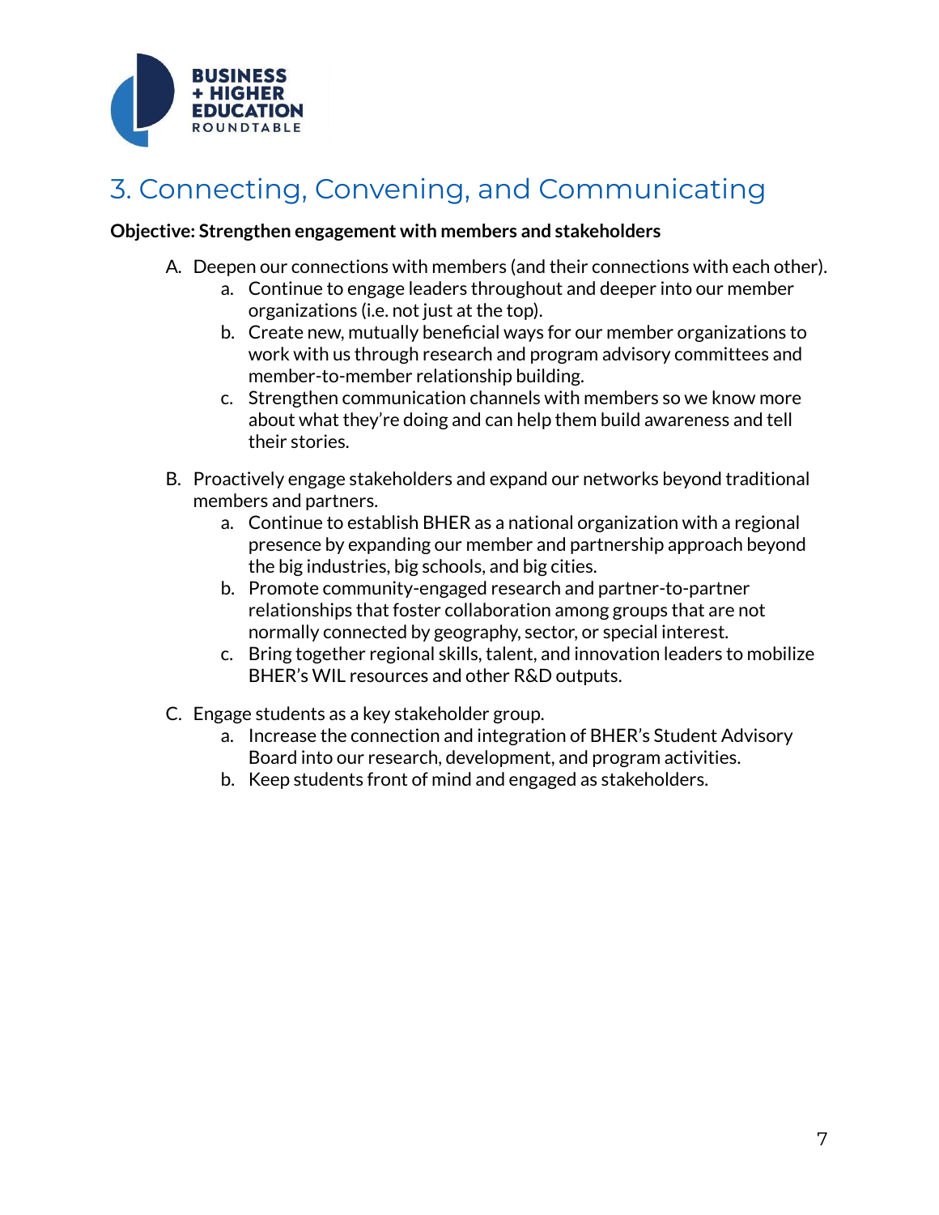## 3. Connecting, Convening, and Communicating

**Objective: Strengthen engagement with members and stakeholders**

A. Deepen our connections with members (and their connections with each other).
    a. Continue to engage leaders throughout and deeper into our member organizations (i.e. not just at the top).
    b. Create new, mutually beneficial ways for our member organizations to work with us through research and program advisory committees and member-to-member relationship building.
    c. Strengthen communication channels with members so we know more about what they're doing and can help them build awareness and tell their stories.

B. Proactively engage stakeholders and expand our networks beyond traditional members and partners.
    a. Continue to establish BHER as a national organization with a regional presence by expanding our member and partnership approach beyond the big industries, big schools, and big cities.
    b. Promote community-engaged research and partner-to-partner relationships that foster collaboration among groups that are not normally connected by geography, sector, or special interest.
    c. Bring together regional skills, talent, and innovation leaders to mobilize BHER's WIL resources and other R&D outputs.

C. Engage students as a key stakeholder group.
    a. Increase the connection and integration of BHER's Student Advisory Board into our research, development, and program activities.
    b. Keep students front of mind and engaged as stakeholders.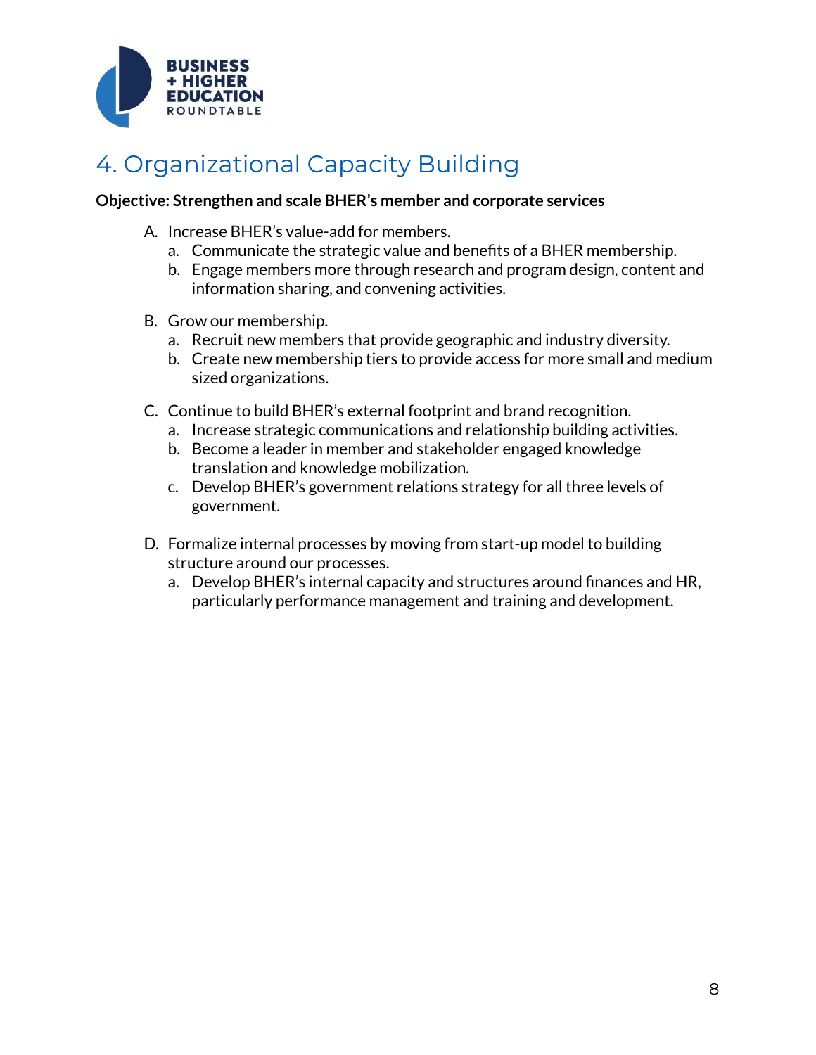# 4. Organizational Capacity Building

**Objective: Strengthen and scale BHER's member and corporate services**

A. Increase BHER's value-add for members.
   a. Communicate the strategic value and benefits of a BHER membership.
   b. Engage members more through research and program design, content and information sharing, and convening activities.

B. Grow our membership.
   a. Recruit new members that provide geographic and industry diversity.
   b. Create new membership tiers to provide access for more small and medium sized organizations.

C. Continue to build BHER's external footprint and brand recognition.
   a. Increase strategic communications and relationship building activities.
   b. Become a leader in member and stakeholder engaged knowledge translation and knowledge mobilization.
   c. Develop BHER's government relations strategy for all three levels of government.

D. Formalize internal processes by moving from start-up model to building structure around our processes.
   a. Develop BHER's internal capacity and structures around finances and HR, particularly performance management and training and development.